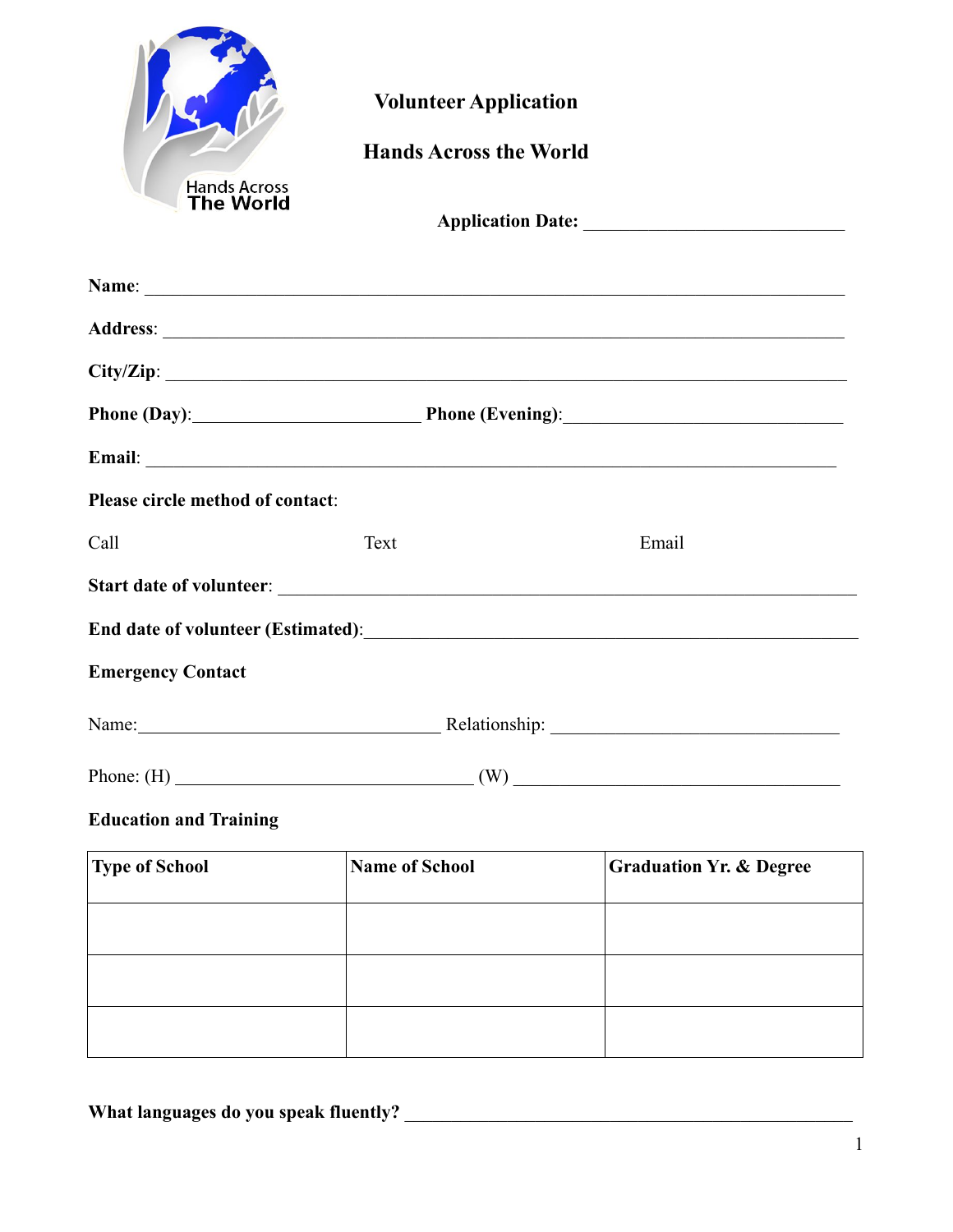Hands Across The World

# Volunteer Application

## Hands Across the World

**Application Date:** ___________________________

**Name**: ___________________________________________________________________________

**Address**: _________________________________________________________________________

**City/Zip**: _________________________________________________________________________

**Phone (Day)**:________________________ **Phone (Evening)**:____________________________

**Email**: ___________________________________________________________________________

**Please circle method of contact**:

Call | Text | Email

**Start date of volunteer**: ____________________________________________________________

**End date of volunteer (Estimated)**:_____________________________________________________

**Emergency Contact**

Name:________________________________ Relationship: _____________________________

Phone: (H) ________________________________ (W) ___________________________________

**Education and Training**

| Type of School | Name of School | Graduation Yr. & Degree |
|---|---|---|
| | | |
| | | |
| | | |

**What languages do you speak fluently?** ________________________________________________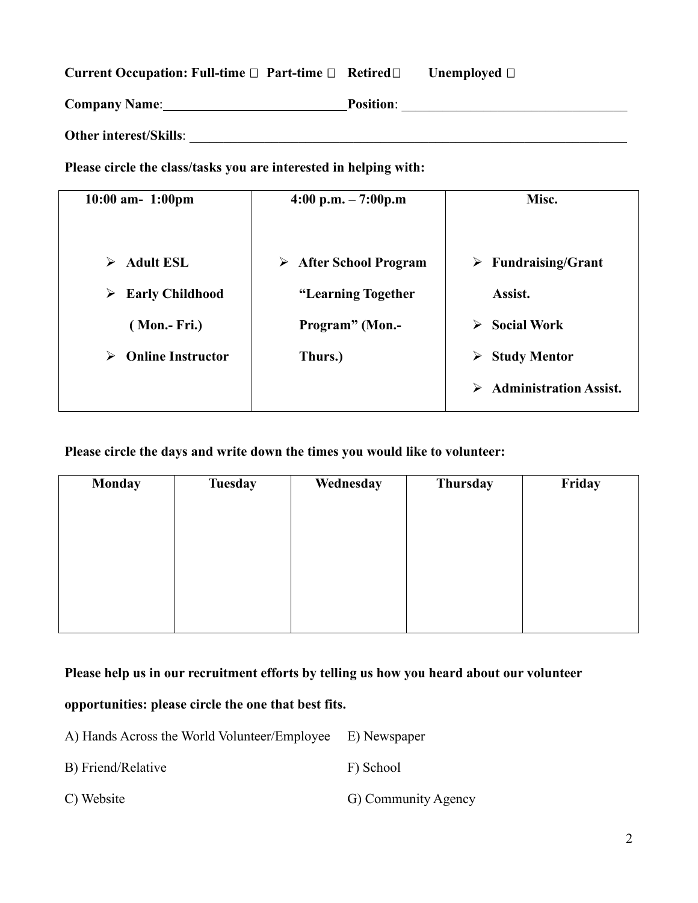**Current Occupation: Full-time ☐ Part-time ☐ Retired☐ Unemployed ☐**

**Company Name**:___________________________**Position**: _________________________________

**Other interest/Skills**: ___________________________________________________________________

**Please circle the class/tasks you are interested in helping with:**

| 10:00 am- 1:00pm | 4:00 p.m. – 7:00p.m | Misc. |
|---|---|---|
| ➢ **Adult ESL**<br>➢ **Early Childhood ( Mon.- Fri.)**<br>➢ **Online Instructor** | ➢ **After School Program "Learning Together Program" (Mon.- Thurs.)** | ➢ **Fundraising/Grant Assist.**<br>➢ **Social Work**<br>➢ **Study Mentor**<br>➢ **Administration Assist.** |

**Please circle the days and write down the times you would like to volunteer:**

| Monday | Tuesday | Wednesday | Thursday | Friday |
|---|---|---|---|---|
| | | | | |

**Please help us in our recruitment efforts by telling us how you heard about our volunteer opportunities: please circle the one that best fits.**

A) Hands Across the World Volunteer/Employee

B) Friend/Relative

C) Website

E) Newspaper

F) School

G) Community Agency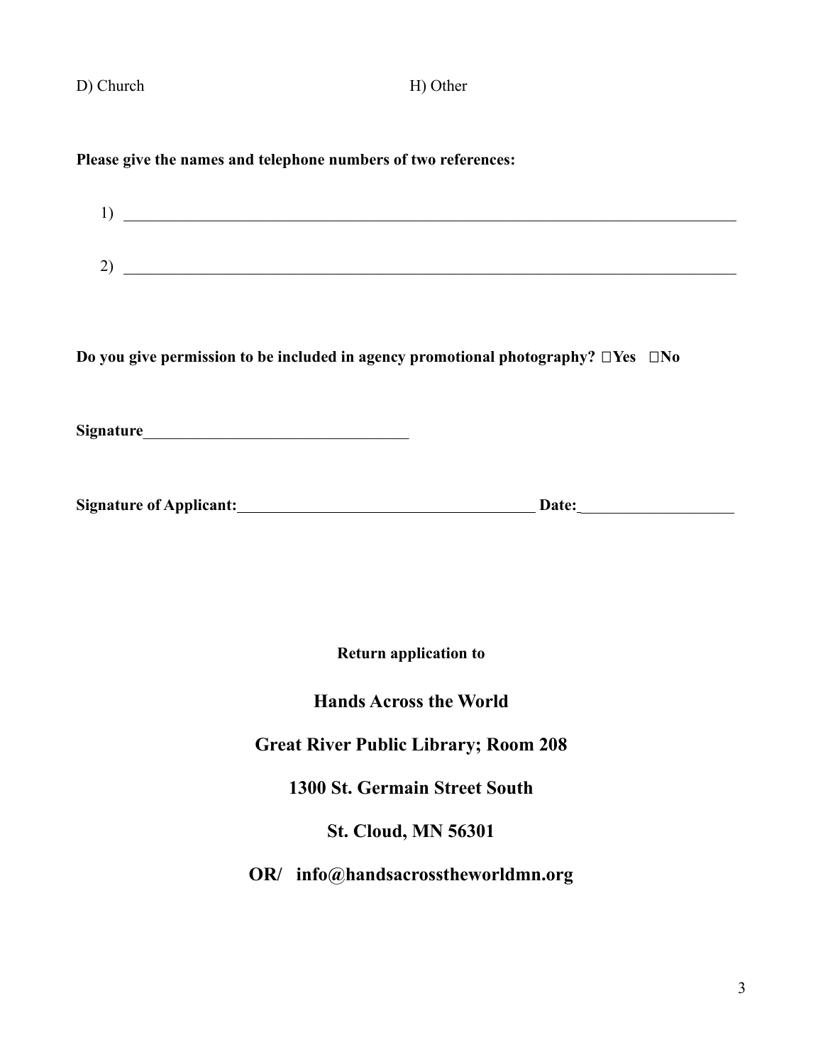D) Church H) Other

**Please give the names and telephone numbers of two references:**

1) ______________________________________________________________________________

2) ______________________________________________________________________________

**Do you give permission to be included in agency promotional photography? ☐Yes ☐No**

**Signature**__________________________________

**Signature of Applicant:**_____________________________________ **Date:**___________________

**Return application to**

**Hands Across the World**

**Great River Public Library; Room 208**

**1300 St. Germain Street South**

**St. Cloud, MN 56301**

**OR/ info@handsacrosstheworldmn.org**